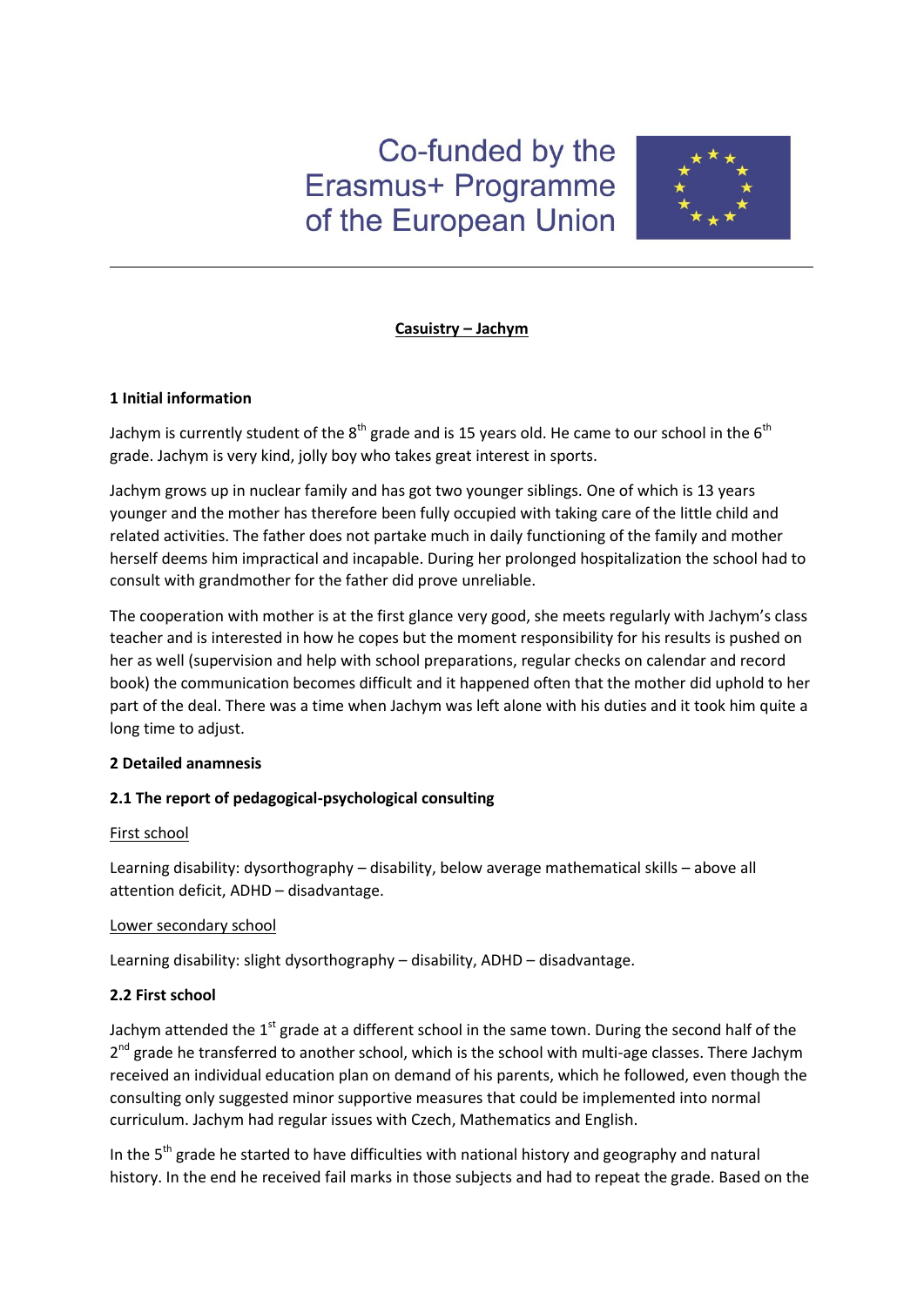Co-funded by the Erasmus+ Programme of the European Union

---

**Casuistry – Jachym**

**1 Initial information**

Jachym is currently student of the 8th grade and is 15 years old. He came to our school in the 6th grade. Jachym is very kind, jolly boy who takes great interest in sports.

Jachym grows up in nuclear family and has got two younger siblings. One of which is 13 years younger and the mother has therefore been fully occupied with taking care of the little child and related activities. The father does not partake much in daily functioning of the family and mother herself deems him impractical and incapable. During her prolonged hospitalization the school had to consult with grandmother for the father did prove unreliable.

The cooperation with mother is at the first glance very good, she meets regularly with Jachym's class teacher and is interested in how he copes but the moment responsibility for his results is pushed on her as well (supervision and help with school preparations, regular checks on calendar and record book) the communication becomes difficult and it happened often that the mother did uphold to her part of the deal. There was a time when Jachym was left alone with his duties and it took him quite a long time to adjust.

**2 Detailed anamnesis**

**2.1 The report of pedagogical-psychological consulting**

First school

Learning disability: dysorthography – disability, below average mathematical skills – above all attention deficit, ADHD – disadvantage.

Lower secondary school

Learning disability: slight dysorthography – disability, ADHD – disadvantage.

**2.2 First school**

Jachym attended the 1st grade at a different school in the same town. During the second half of the 2nd grade he transferred to another school, which is the school with multi-age classes. There Jachym received an individual education plan on demand of his parents, which he followed, even though the consulting only suggested minor supportive measures that could be implemented into normal curriculum. Jachym had regular issues with Czech, Mathematics and English.

In the 5th grade he started to have difficulties with national history and geography and natural history. In the end he received fail marks in those subjects and had to repeat the grade. Based on the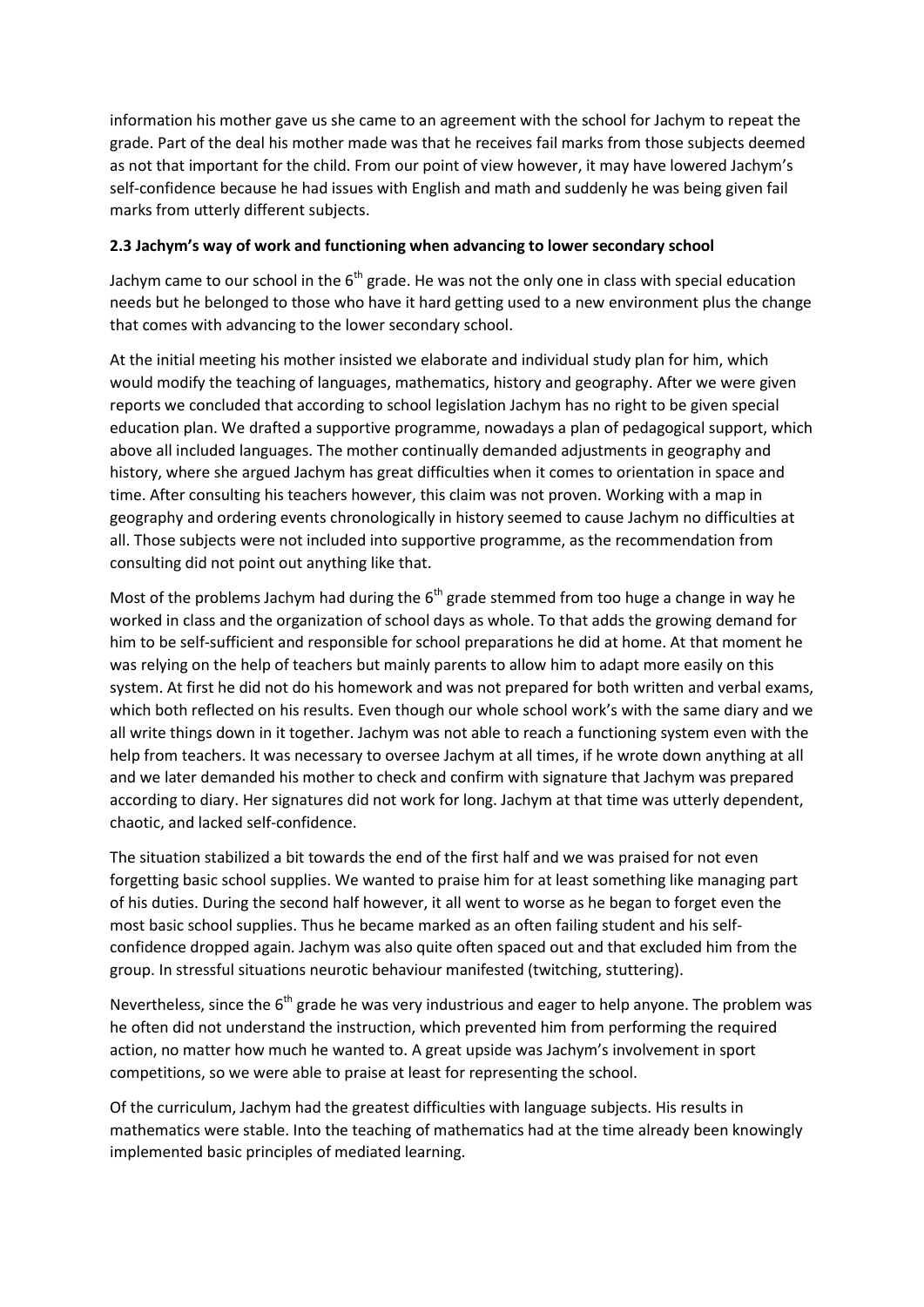information his mother gave us she came to an agreement with the school for Jachym to repeat the grade. Part of the deal his mother made was that he receives fail marks from those subjects deemed as not that important for the child. From our point of view however, it may have lowered Jachym's self-confidence because he had issues with English and math and suddenly he was being given fail marks from utterly different subjects.

### 2.3 Jachym's way of work and functioning when advancing to lower secondary school

Jachym came to our school in the 6th grade. He was not the only one in class with special education needs but he belonged to those who have it hard getting used to a new environment plus the change that comes with advancing to the lower secondary school.

At the initial meeting his mother insisted we elaborate and individual study plan for him, which would modify the teaching of languages, mathematics, history and geography. After we were given reports we concluded that according to school legislation Jachym has no right to be given special education plan. We drafted a supportive programme, nowadays a plan of pedagogical support, which above all included languages. The mother continually demanded adjustments in geography and history, where she argued Jachym has great difficulties when it comes to orientation in space and time. After consulting his teachers however, this claim was not proven. Working with a map in geography and ordering events chronologically in history seemed to cause Jachym no difficulties at all. Those subjects were not included into supportive programme, as the recommendation from consulting did not point out anything like that.

Most of the problems Jachym had during the 6th grade stemmed from too huge a change in way he worked in class and the organization of school days as whole. To that adds the growing demand for him to be self-sufficient and responsible for school preparations he did at home. At that moment he was relying on the help of teachers but mainly parents to allow him to adapt more easily on this system. At first he did not do his homework and was not prepared for both written and verbal exams, which both reflected on his results. Even though our whole school work's with the same diary and we all write things down in it together. Jachym was not able to reach a functioning system even with the help from teachers. It was necessary to oversee Jachym at all times, if he wrote down anything at all and we later demanded his mother to check and confirm with signature that Jachym was prepared according to diary. Her signatures did not work for long. Jachym at that time was utterly dependent, chaotic, and lacked self-confidence.

The situation stabilized a bit towards the end of the first half and we was praised for not even forgetting basic school supplies. We wanted to praise him for at least something like managing part of his duties. During the second half however, it all went to worse as he began to forget even the most basic school supplies. Thus he became marked as an often failing student and his self-confidence dropped again. Jachym was also quite often spaced out and that excluded him from the group. In stressful situations neurotic behaviour manifested (twitching, stuttering).

Nevertheless, since the 6th grade he was very industrious and eager to help anyone. The problem was he often did not understand the instruction, which prevented him from performing the required action, no matter how much he wanted to. A great upside was Jachym's involvement in sport competitions, so we were able to praise at least for representing the school.

Of the curriculum, Jachym had the greatest difficulties with language subjects. His results in mathematics were stable. Into the teaching of mathematics had at the time already been knowingly implemented basic principles of mediated learning.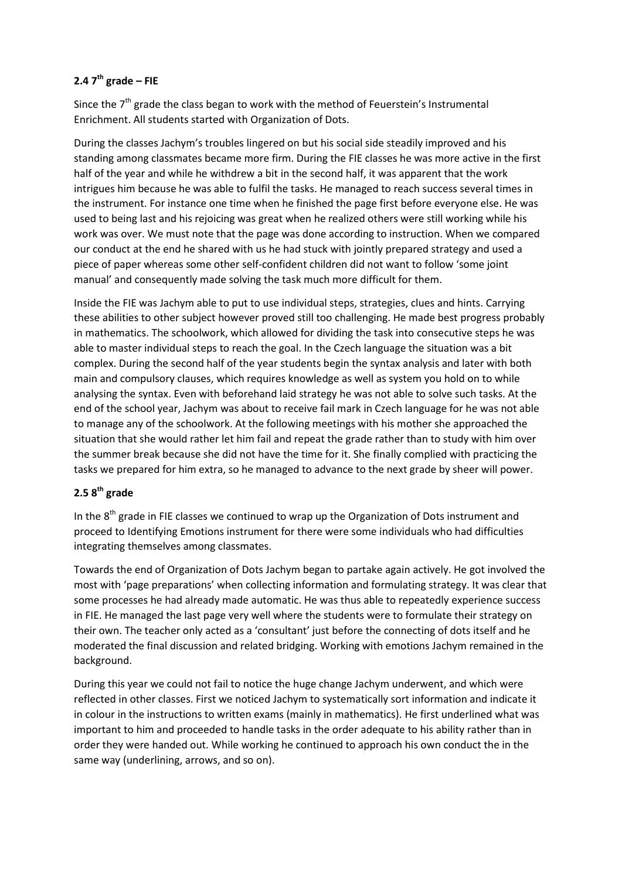## 2.4 7th grade – FIE

Since the 7th grade the class began to work with the method of Feuerstein's Instrumental Enrichment. All students started with Organization of Dots.

During the classes Jachym's troubles lingered on but his social side steadily improved and his standing among classmates became more firm. During the FIE classes he was more active in the first half of the year and while he withdrew a bit in the second half, it was apparent that the work intrigues him because he was able to fulfil the tasks. He managed to reach success several times in the instrument. For instance one time when he finished the page first before everyone else. He was used to being last and his rejoicing was great when he realized others were still working while his work was over. We must note that the page was done according to instruction. When we compared our conduct at the end he shared with us he had stuck with jointly prepared strategy and used a piece of paper whereas some other self-confident children did not want to follow 'some joint manual' and consequently made solving the task much more difficult for them.

Inside the FIE was Jachym able to put to use individual steps, strategies, clues and hints. Carrying these abilities to other subject however proved still too challenging. He made best progress probably in mathematics. The schoolwork, which allowed for dividing the task into consecutive steps he was able to master individual steps to reach the goal. In the Czech language the situation was a bit complex. During the second half of the year students begin the syntax analysis and later with both main and compulsory clauses, which requires knowledge as well as system you hold on to while analysing the syntax. Even with beforehand laid strategy he was not able to solve such tasks. At the end of the school year, Jachym was about to receive fail mark in Czech language for he was not able to manage any of the schoolwork. At the following meetings with his mother she approached the situation that she would rather let him fail and repeat the grade rather than to study with him over the summer break because she did not have the time for it. She finally complied with practicing the tasks we prepared for him extra, so he managed to advance to the next grade by sheer will power.

## 2.5 8th grade

In the 8th grade in FIE classes we continued to wrap up the Organization of Dots instrument and proceed to Identifying Emotions instrument for there were some individuals who had difficulties integrating themselves among classmates.

Towards the end of Organization of Dots Jachym began to partake again actively. He got involved the most with 'page preparations' when collecting information and formulating strategy. It was clear that some processes he had already made automatic. He was thus able to repeatedly experience success in FIE. He managed the last page very well where the students were to formulate their strategy on their own. The teacher only acted as a 'consultant' just before the connecting of dots itself and he moderated the final discussion and related bridging. Working with emotions Jachym remained in the background.

During this year we could not fail to notice the huge change Jachym underwent, and which were reflected in other classes. First we noticed Jachym to systematically sort information and indicate it in colour in the instructions to written exams (mainly in mathematics). He first underlined what was important to him and proceeded to handle tasks in the order adequate to his ability rather than in order they were handed out. While working he continued to approach his own conduct the in the same way (underlining, arrows, and so on).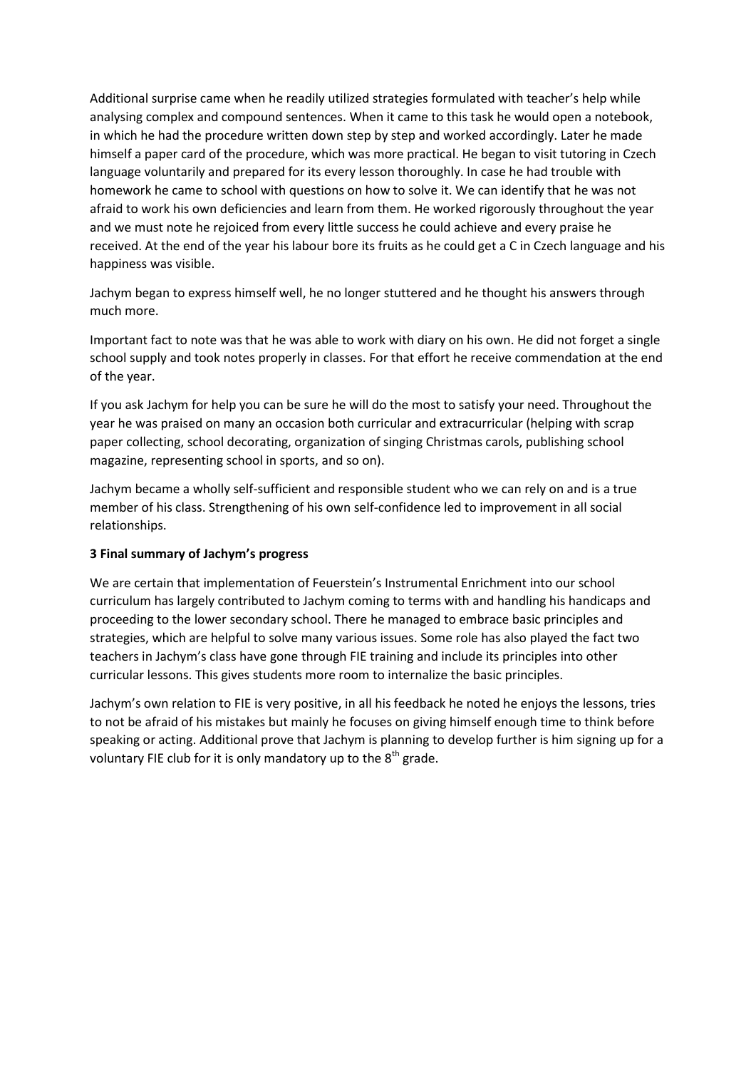Additional surprise came when he readily utilized strategies formulated with teacher's help while analysing complex and compound sentences. When it came to this task he would open a notebook, in which he had the procedure written down step by step and worked accordingly. Later he made himself a paper card of the procedure, which was more practical. He began to visit tutoring in Czech language voluntarily and prepared for its every lesson thoroughly. In case he had trouble with homework he came to school with questions on how to solve it. We can identify that he was not afraid to work his own deficiencies and learn from them. He worked rigorously throughout the year and we must note he rejoiced from every little success he could achieve and every praise he received. At the end of the year his labour bore its fruits as he could get a C in Czech language and his happiness was visible.

Jachym began to express himself well, he no longer stuttered and he thought his answers through much more.

Important fact to note was that he was able to work with diary on his own. He did not forget a single school supply and took notes properly in classes. For that effort he receive commendation at the end of the year.

If you ask Jachym for help you can be sure he will do the most to satisfy your need. Throughout the year he was praised on many an occasion both curricular and extracurricular (helping with scrap paper collecting, school decorating, organization of singing Christmas carols, publishing school magazine, representing school in sports, and so on).

Jachym became a wholly self-sufficient and responsible student who we can rely on and is a true member of his class. Strengthening of his own self-confidence led to improvement in all social relationships.

**3 Final summary of Jachym's progress**

We are certain that implementation of Feuerstein's Instrumental Enrichment into our school curriculum has largely contributed to Jachym coming to terms with and handling his handicaps and proceeding to the lower secondary school. There he managed to embrace basic principles and strategies, which are helpful to solve many various issues. Some role has also played the fact two teachers in Jachym's class have gone through FIE training and include its principles into other curricular lessons. This gives students more room to internalize the basic principles.

Jachym's own relation to FIE is very positive, in all his feedback he noted he enjoys the lessons, tries to not be afraid of his mistakes but mainly he focuses on giving himself enough time to think before speaking or acting. Additional prove that Jachym is planning to develop further is him signing up for a voluntary FIE club for it is only mandatory up to the 8th grade.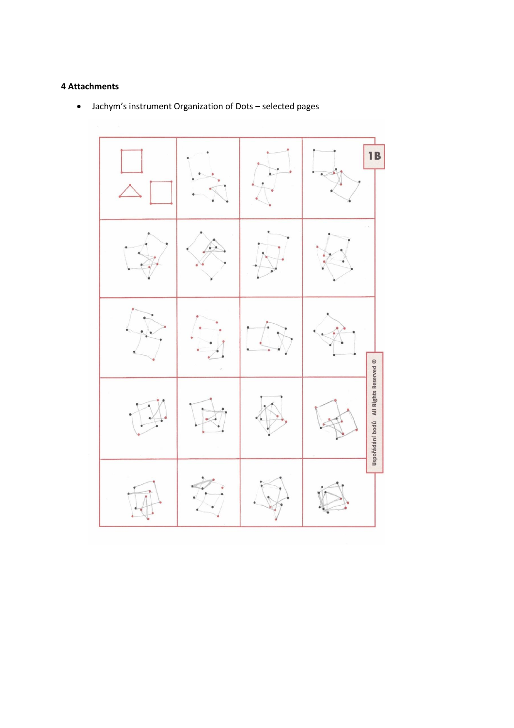**4 Attachments**

- Jachym's instrument Organization of Dots – selected pages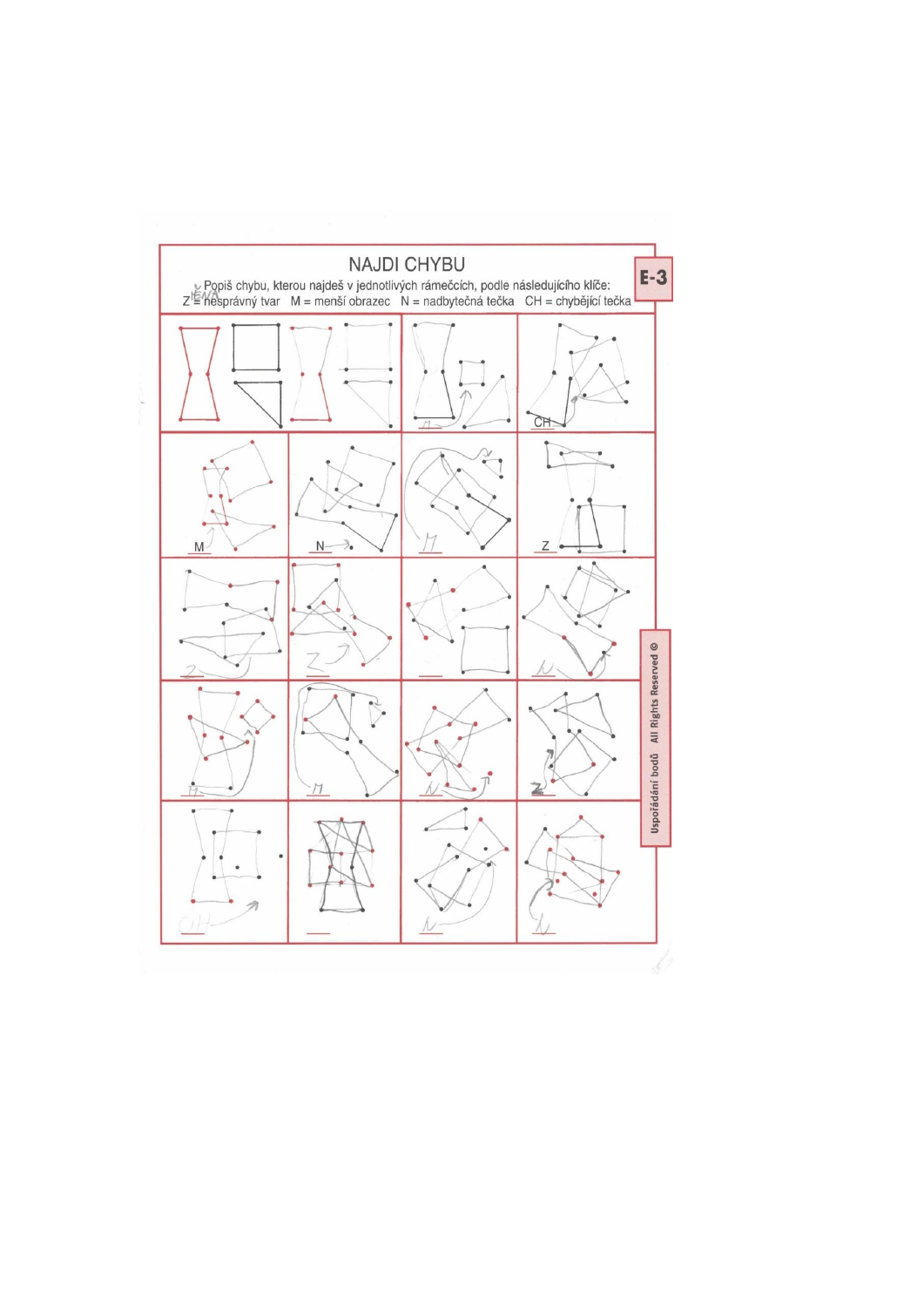# NAJDI CHYBU

**E-3**

Popiš chybu, kterou najdeš v jednotlivých rámečcích, podle následujícího klíče:

Z = nesprávný tvar M = menší obrazec N = nadbytečná tečka CH = chybějící tečka

| | | | |
|---|---|---|---|
| | | M | CH |
| M | N | M | Z |
| Z | Z | | N |
| M | M | N | Z |
| CH | | N | N |

Uspořádání bodů All Rights Reserved ©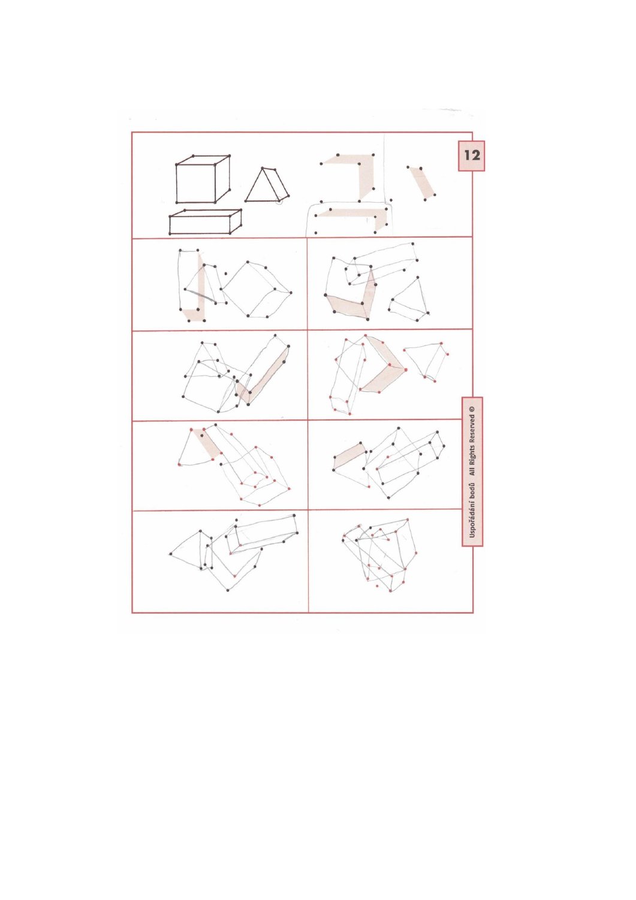12

Uspořádání bodů All Rights Reserved ©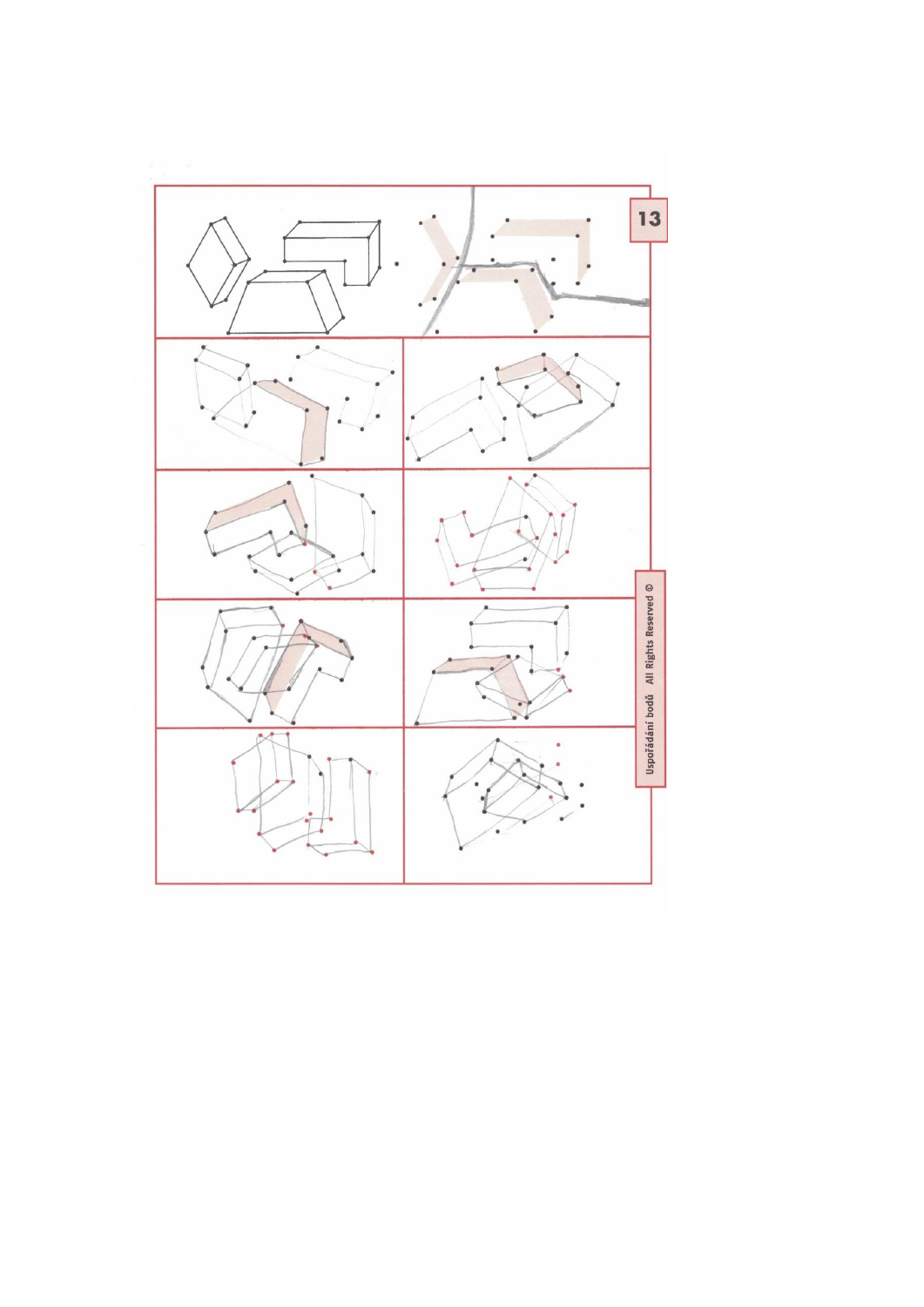13

Uspořádání bodů All Rights Reserved ©